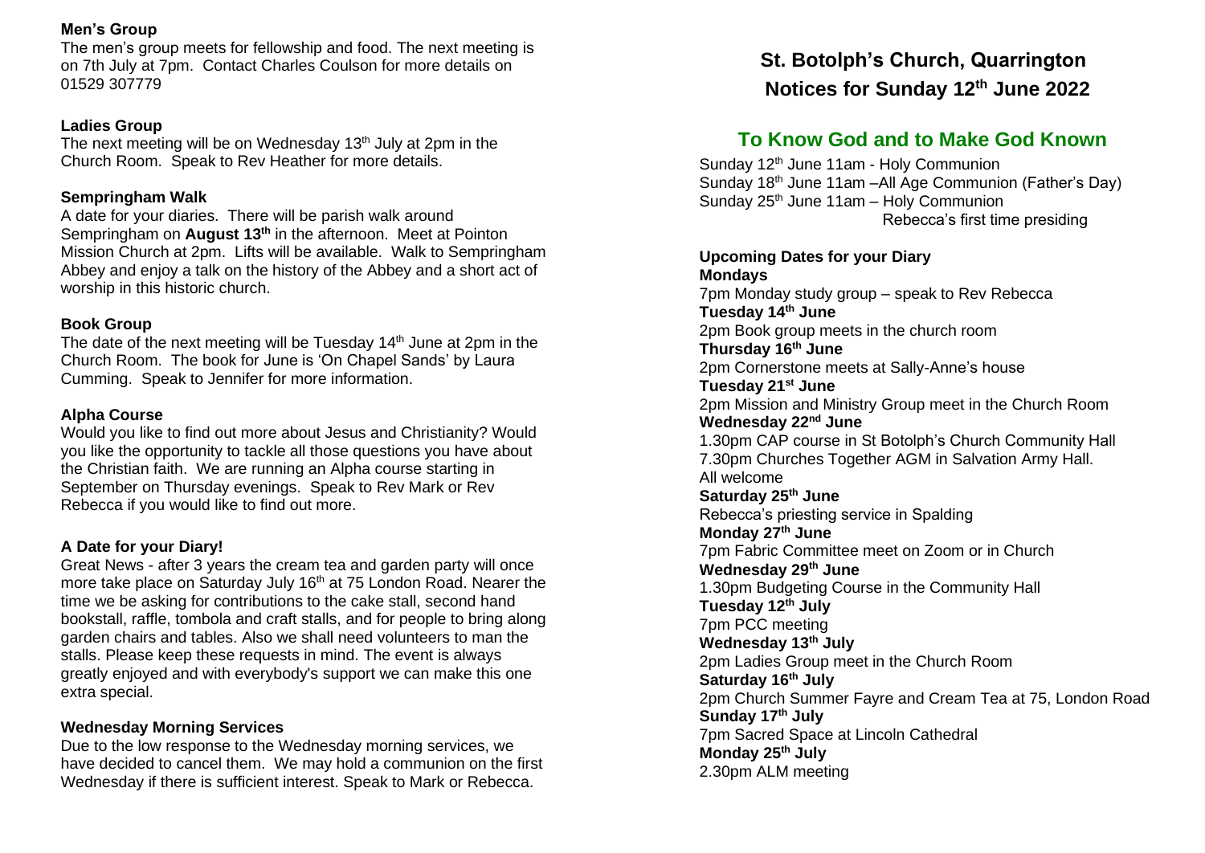### Men's Group

The men's group meets for fellowship and food. The next meeting is on 7th July at 7pm. Contact Charles Coulson for more details on 01529 307779

### Ladies Group

The next meeting will be on Wednesday 13th July at 2pm in the Church Room. Speak to Rev Heather for more details.

### Sempringham Walk

A date for your diaries. There will be parish walk around Sempringham on **August 13th** in the afternoon. Meet at Pointon Mission Church at 2pm. Lifts will be available. Walk to Sempringham Abbey and enjoy a talk on the history of the Abbey and a short act of worship in this historic church.

### Book Group

The date of the next meeting will be Tuesday 14th June at 2pm in the Church Room. The book for June is 'On Chapel Sands' by Laura Cumming. Speak to Jennifer for more information.

### Alpha Course

Would you like to find out more about Jesus and Christianity? Would you like the opportunity to tackle all those questions you have about the Christian faith. We are running an Alpha course starting in September on Thursday evenings. Speak to Rev Mark or Rev Rebecca if you would like to find out more.

### A Date for your Diary!

Great News - after 3 years the cream tea and garden party will once more take place on Saturday July 16th at 75 London Road. Nearer the time we be asking for contributions to the cake stall, second hand bookstall, raffle, tombola and craft stalls, and for people to bring along garden chairs and tables. Also we shall need volunteers to man the stalls. Please keep these requests in mind. The event is always greatly enjoyed and with everybody's support we can make this one extra special.

### Wednesday Morning Services

Due to the low response to the Wednesday morning services, we have decided to cancel them. We may hold a communion on the first Wednesday if there is sufficient interest. Speak to Mark or Rebecca.

# St. Botolph's Church, Quarrington
# Notices for Sunday 12th June 2022

## To Know God and to Make God Known

Sunday 12th June 11am - Holy Communion
Sunday 18th June 11am –All Age Communion (Father's Day)
Sunday 25th June 11am – Holy Communion
Rebecca's first time presiding

### Upcoming Dates for your Diary

**Mondays**
7pm Monday study group – speak to Rev Rebecca
**Tuesday 14th June**
2pm Book group meets in the church room
**Thursday 16th June**
2pm Cornerstone meets at Sally-Anne's house
**Tuesday 21st June**
2pm Mission and Ministry Group meet in the Church Room
**Wednesday 22nd June**
1.30pm CAP course in St Botolph's Church Community Hall
7.30pm Churches Together AGM in Salvation Army Hall. All welcome
**Saturday 25th June**
Rebecca's priesting service in Spalding
**Monday 27th June**
7pm Fabric Committee meet on Zoom or in Church
**Wednesday 29th June**
1.30pm Budgeting Course in the Community Hall
**Tuesday 12th July**
7pm PCC meeting
**Wednesday 13th July**
2pm Ladies Group meet in the Church Room
**Saturday 16th July**
2pm Church Summer Fayre and Cream Tea at 75, London Road
**Sunday 17th July**
7pm Sacred Space at Lincoln Cathedral
**Monday 25th July**
2.30pm ALM meeting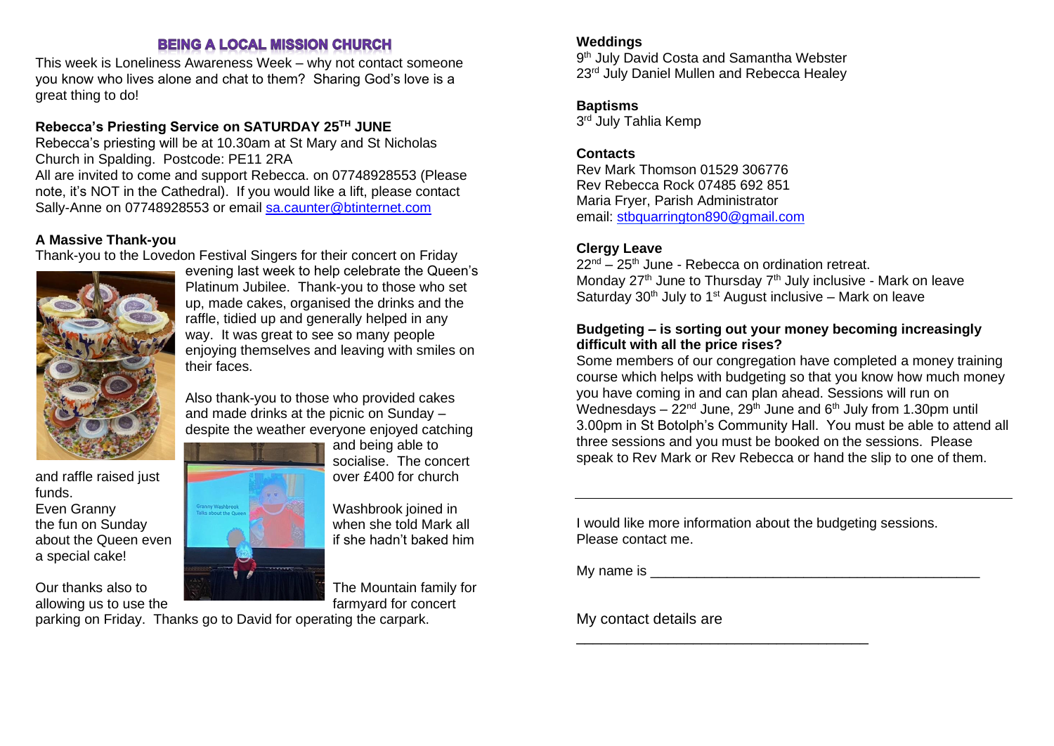## BEING A LOCAL MISSION CHURCH

This week is Loneliness Awareness Week – why not contact someone you know who lives alone and chat to them? Sharing God's love is a great thing to do!

**Rebecca's Priesting Service on SATURDAY 25TH JUNE**

Rebecca's priesting will be at 10.30am at St Mary and St Nicholas Church in Spalding. Postcode: PE11 2RA

All are invited to come and support Rebecca. on 07748928553 (Please note, it's NOT in the Cathedral). If you would like a lift, please contact Sally-Anne on 07748928553 or email sa.caunter@btinternet.com

**A Massive Thank-you**

Thank-you to the Lovedon Festival Singers for their concert on Friday evening last week to help celebrate the Queen's Platinum Jubilee. Thank-you to those who set up, made cakes, organised the drinks and the raffle, tidied up and generally helped in any way. It was great to see so many people enjoying themselves and leaving with smiles on their faces.

Also thank-you to those who provided cakes and made drinks at the picnic on Sunday – despite the weather everyone enjoyed catching and being able to socialise. The concert and raffle raised just over £400 for church funds.

Even Granny Washbrook joined in the fun on Sunday when she told Mark all about the Queen even if she hadn't baked him a special cake!

Our thanks also to The Mountain family for allowing us to use the farmyard for concert parking on Friday. Thanks go to David for operating the carpark.

**Weddings**

9th July David Costa and Samantha Webster
23rd July Daniel Mullen and Rebecca Healey

**Baptisms**

3rd July Tahlia Kemp

**Contacts**

Rev Mark Thomson 01529 306776
Rev Rebecca Rock 07485 692 851
Maria Fryer, Parish Administrator
email: stbquarrington890@gmail.com

**Clergy Leave**

22nd – 25th June - Rebecca on ordination retreat.
Monday 27th June to Thursday 7th July inclusive - Mark on leave
Saturday 30th July to 1st August inclusive – Mark on leave

**Budgeting – is sorting out your money becoming increasingly difficult with all the price rises?**

Some members of our congregation have completed a money training course which helps with budgeting so that you know how much money you have coming in and can plan ahead. Sessions will run on Wednesdays – 22nd June, 29th June and 6th July from 1.30pm until 3.00pm in St Botolph's Community Hall. You must be able to attend all three sessions and you must be booked on the sessions. Please speak to Rev Mark or Rev Rebecca or hand the slip to one of them.

---

I would like more information about the budgeting sessions.
Please contact me.

My name is ____________________________________________

My contact details are ____________________________________